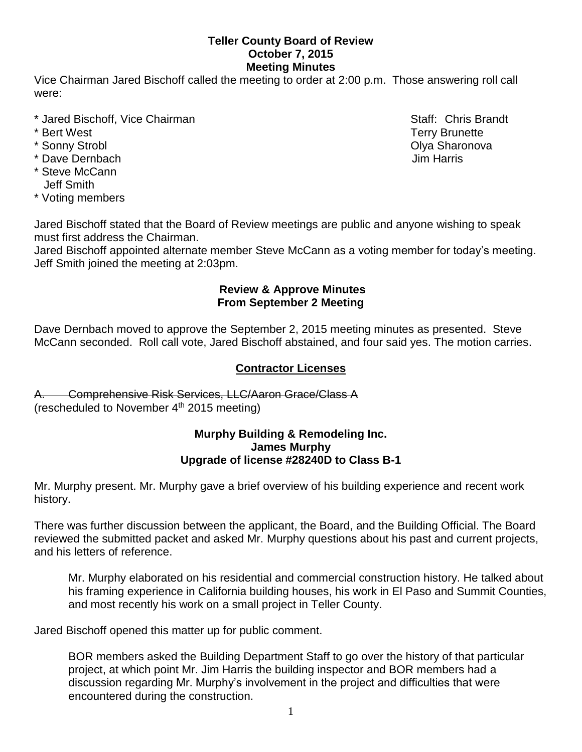# Teller County Board of Review
## October 7, 2015
## Meeting Minutes

Vice Chairman Jared Bischoff called the meeting to order at 2:00 p.m. Those answering roll call were:

\* Jared Bischoff, Vice Chairman
\* Bert West
\* Sonny Strobl
\* Dave Dernbach
\* Steve McCann
Jeff Smith
\* Voting members

Staff: Chris Brandt
Terry Brunette
Olya Sharonova
Jim Harris

Jared Bischoff stated that the Board of Review meetings are public and anyone wishing to speak must first address the Chairman.
Jared Bischoff appointed alternate member Steve McCann as a voting member for today's meeting.
Jeff Smith joined the meeting at 2:03pm.

### Review & Approve Minutes From September 2 Meeting

Dave Dernbach moved to approve the September 2, 2015 meeting minutes as presented. Steve McCann seconded. Roll call vote, Jared Bischoff abstained, and four said yes. The motion carries.

### Contractor Licenses

A. ~~Comprehensive Risk Services, LLC/Aaron Grace/Class A~~
(rescheduled to November 4th 2015 meeting)

### Murphy Building & Remodeling Inc.
### James Murphy
### Upgrade of license #28240D to Class B-1

Mr. Murphy present. Mr. Murphy gave a brief overview of his building experience and recent work history.

There was further discussion between the applicant, the Board, and the Building Official. The Board reviewed the submitted packet and asked Mr. Murphy questions about his past and current projects, and his letters of reference.

> Mr. Murphy elaborated on his residential and commercial construction history. He talked about his framing experience in California building houses, his work in El Paso and Summit Counties, and most recently his work on a small project in Teller County.

Jared Bischoff opened this matter up for public comment.

> BOR members asked the Building Department Staff to go over the history of that particular project, at which point Mr. Jim Harris the building inspector and BOR members had a discussion regarding Mr. Murphy's involvement in the project and difficulties that were encountered during the construction.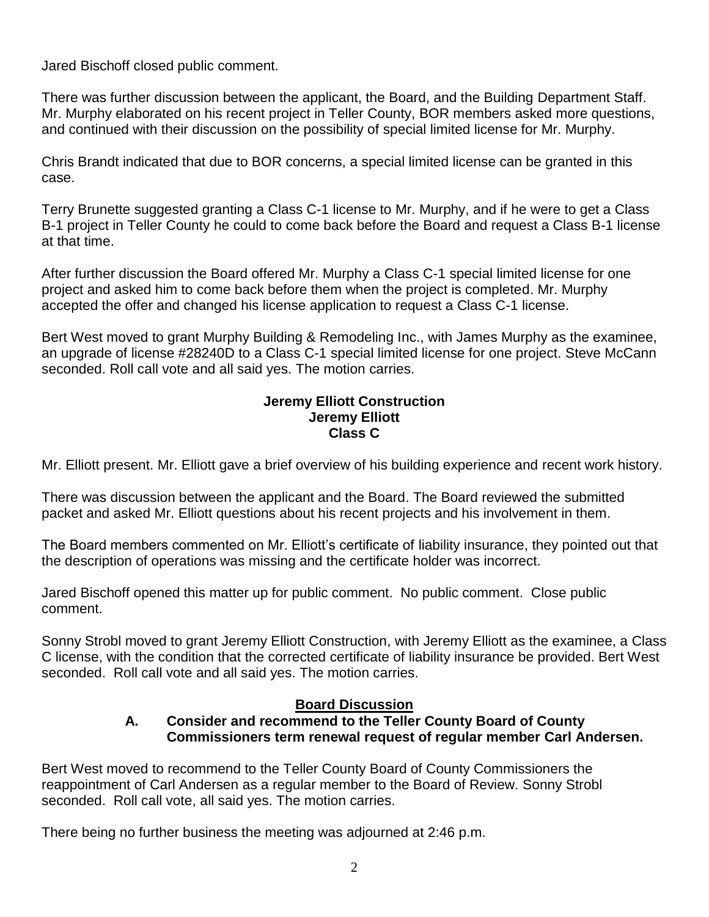Jared Bischoff closed public comment.

There was further discussion between the applicant, the Board, and the Building Department Staff. Mr. Murphy elaborated on his recent project in Teller County, BOR members asked more questions, and continued with their discussion on the possibility of special limited license for Mr. Murphy.

Chris Brandt indicated that due to BOR concerns, a special limited license can be granted in this case.

Terry Brunette suggested granting a Class C-1 license to Mr. Murphy, and if he were to get a Class B-1 project in Teller County he could to come back before the Board and request a Class B-1 license at that time.

After further discussion the Board offered Mr. Murphy a Class C-1 special limited license for one project and asked him to come back before them when the project is completed. Mr. Murphy accepted the offer and changed his license application to request a Class C-1 license.

Bert West moved to grant Murphy Building & Remodeling Inc., with James Murphy as the examinee, an upgrade of license #28240D to a Class C-1 special limited license for one project. Steve McCann seconded. Roll call vote and all said yes. The motion carries.

**Jeremy Elliott Construction**
**Jeremy Elliott**
**Class C**

Mr. Elliott present. Mr. Elliott gave a brief overview of his building experience and recent work history.

There was discussion between the applicant and the Board. The Board reviewed the submitted packet and asked Mr. Elliott questions about his recent projects and his involvement in them.

The Board members commented on Mr. Elliott's certificate of liability insurance, they pointed out that the description of operations was missing and the certificate holder was incorrect.

Jared Bischoff opened this matter up for public comment. No public comment. Close public comment.

Sonny Strobl moved to grant Jeremy Elliott Construction, with Jeremy Elliott as the examinee, a Class C license, with the condition that the corrected certificate of liability insurance be provided. Bert West seconded. Roll call vote and all said yes. The motion carries.

## Board Discussion

**A. Consider and recommend to the Teller County Board of County Commissioners term renewal request of regular member Carl Andersen.**

Bert West moved to recommend to the Teller County Board of County Commissioners the reappointment of Carl Andersen as a regular member to the Board of Review. Sonny Strobl seconded. Roll call vote, all said yes. The motion carries.

There being no further business the meeting was adjourned at 2:46 p.m.